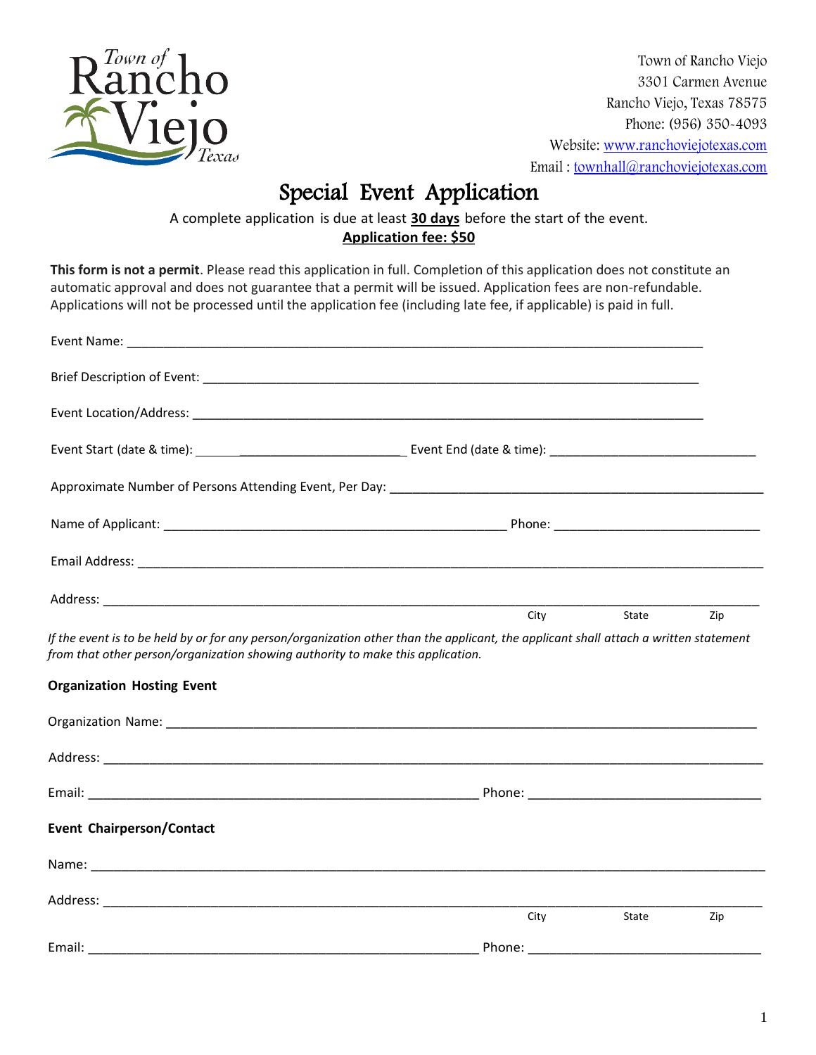Town of Rancho Viejo
3301 Carmen Avenue
Rancho Viejo, Texas 78575
Phone: (956) 350-4093
Website: www.ranchoviejotexas.com
Email : townhall@ranchoviejotexas.com

# Special Event Application

A complete application is due at least **30 days** before the start of the event.

**Application fee: $50**

**This form is not a permit**. Please read this application in full. Completion of this application does not constitute an automatic approval and does not guarantee that a permit will be issued. Application fees are non-refundable. Applications will not be processed until the application fee (including late fee, if applicable) is paid in full.

Event Name: ___________________________________________

Brief Description of Event: ___________________________________________

Event Location/Address: ___________________________________________

Event Start (date & time): ____________________ Event End (date & time): ____________________

Approximate Number of Persons Attending Event, Per Day: ____________________

Name of Applicant: ____________________ Phone: ____________________

Email Address: ___________________________________________

Address: ___________________________________________
City State Zip

*If the event is to be held by or for any person/organization other than the applicant, the applicant shall attach a written statement from that other person/organization showing authority to make this application.*

**Organization Hosting Event**

Organization Name: ___________________________________________

Address: ___________________________________________

Email: ____________________ Phone: ____________________

**Event Chairperson/Contact**

Name: ___________________________________________

Address: ___________________________________________
City State Zip

Email: ____________________ Phone: ____________________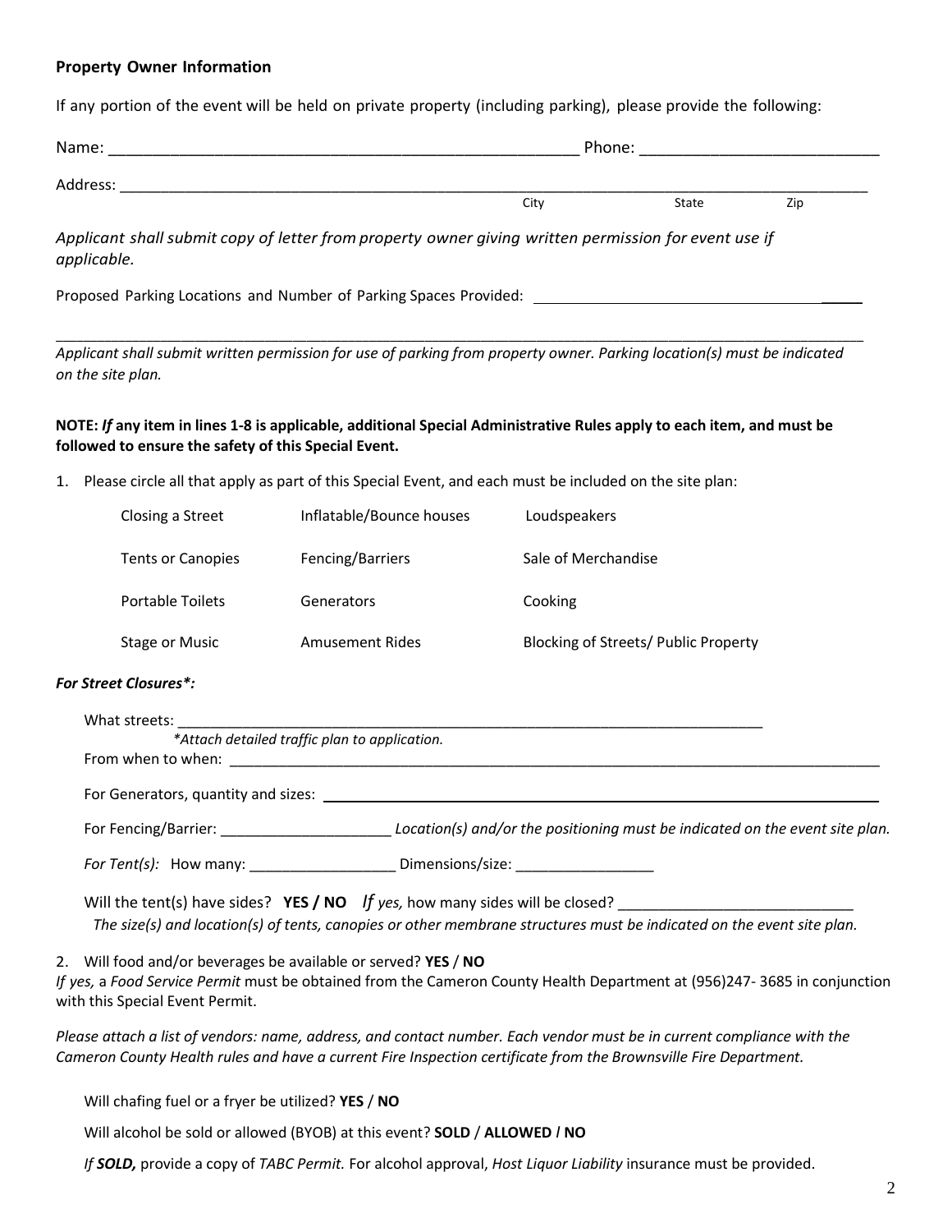**Property Owner Information**

If any portion of the event will be held on private property (including parking), please provide the following:

Name: ______________________________________________________ Phone: __________________________

Address: ______________________________________________________________________________________
City State Zip

*Applicant shall submit copy of letter from property owner giving written permission for event use if applicable.*

Proposed Parking Locations and Number of Parking Spaces Provided: ___________________________________

______________________________________________________________________________________________

*Applicant shall submit written permission for use of parking from property owner. Parking location(s) must be indicated on the site plan.*

**NOTE: *If* any item in lines 1-8 is applicable, additional Special Administrative Rules apply to each item, and must be followed to ensure the safety of this Special Event.**

1. Please circle all that apply as part of this Special Event, and each must be included on the site plan:

| | | |
|---|---|---|
| Closing a Street | Inflatable/Bounce houses | Loudspeakers |
| Tents or Canopies | Fencing/Barriers | Sale of Merchandise |
| Portable Toilets | Generators | Cooking |
| Stage or Music | Amusement Rides | Blocking of Streets/ Public Property |

***For Street Closures*:***

What streets: ___________________________________________________________________________
*\*Attach detailed traffic plan to application.*

From when to when: _______________________________________________________________________________

For Generators, quantity and sizes: ___________________________________________________________

For Fencing/Barrier: _____________________ *Location(s) and/or the positioning must be indicated on the event site plan.*

*For Tent(s):* How many: __________________ Dimensions/size: _________________

Will the tent(s) have sides? **YES / NO** *If yes,* how many sides will be closed? ____________________________

*The size(s) and location(s) of tents, canopies or other membrane structures must be indicated on the event site plan.*

2. Will food and/or beverages be available or served? **YES** / **NO**

*If yes,* a *Food Service Permit* must be obtained from the Cameron County Health Department at (956)247- 3685 in conjunction with this Special Event Permit.

*Please attach a list of vendors: name, address, and contact number. Each vendor must be in current compliance with the Cameron County Health rules and have a current Fire Inspection certificate from the Brownsville Fire Department.*

Will chafing fuel or a fryer be utilized? **YES** / **NO**

Will alcohol be sold or allowed (BYOB) at this event? **SOLD** / **ALLOWED** / **NO**

*If **SOLD,*** provide a copy of *TABC Permit.* For alcohol approval, *Host Liquor Liability* insurance must be provided.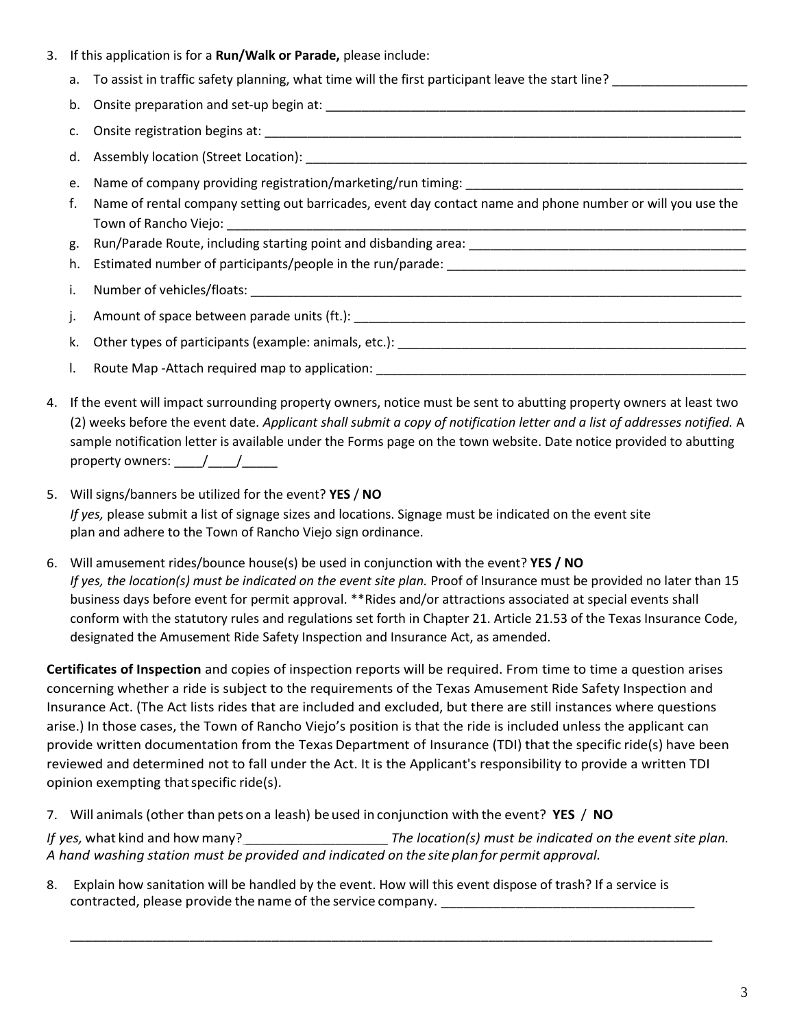3. If this application is for a **Run/Walk or Parade,** please include:
   a. To assist in traffic safety planning, what time will the first participant leave the start line? ___________________
   b. Onsite preparation and set-up begin at: ______________________________________________________________
   c. Onsite registration begins at: ______________________________________________________________________
   d. Assembly location (Street Location): ________________________________________________________________
   e. Name of company providing registration/marketing/run timing: ________________________________________
   f. Name of rental company setting out barricades, event day contact name and phone number or will you use the Town of Rancho Viejo: _____________________________________________________________________________
   g. Run/Parade Route, including starting point and disbanding area: ______________________________________
   h. Estimated number of participants/people in the run/parade: __________________________________________
   i. Number of vehicles/floats: __________________________________________________________________________
   j. Amount of space between parade units (ft.): _________________________________________________________
   k. Other types of participants (example: animals, etc.): _________________________________________________
   l. Route Map -Attach required map to application: _______________________________________________________

4. If the event will impact surrounding property owners, notice must be sent to abutting property owners at least two (2) weeks before the event date. *Applicant shall submit a copy of notification letter and a list of addresses notified.* A sample notification letter is available under the Forms page on the town website. Date notice provided to abutting property owners: ____/____/_____

5. Will signs/banners be utilized for the event? **YES** / **NO**
   *If yes,* please submit a list of signage sizes and locations. Signage must be indicated on the event site plan and adhere to the Town of Rancho Viejo sign ordinance.

6. Will amusement rides/bounce house(s) be used in conjunction with the event? **YES / NO**
   *If yes, the location(s) must be indicated on the event site plan.* Proof of Insurance must be provided no later than 15 business days before event for permit approval. **Rides and/or attractions associated at special events shall conform with the statutory rules and regulations set forth in Chapter 21. Article 21.53 of the Texas Insurance Code, designated the Amusement Ride Safety Inspection and Insurance Act, as amended.

**Certificates of Inspection** and copies of inspection reports will be required. From time to time a question arises concerning whether a ride is subject to the requirements of the Texas Amusement Ride Safety Inspection and Insurance Act. (The Act lists rides that are included and excluded, but there are still instances where questions arise.) In those cases, the Town of Rancho Viejo's position is that the ride is included unless the applicant can provide written documentation from the Texas Department of Insurance (TDI) that the specific ride(s) have been reviewed and determined not to fall under the Act. It is the Applicant's responsibility to provide a written TDI opinion exempting that specific ride(s).

7. Will animals (other than pets on a leash) be used in conjunction with the event? **YES** / **NO**

*If yes,* what kind and how many? ____________________ *The location(s) must be indicated on the event site plan. A hand washing station must be provided and indicated on the site plan for permit approval.*

8. Explain how sanitation will be handled by the event. How will this event dispose of trash? If a service is contracted, please provide the name of the service company. ____________________________________

   ______________________________________________________________________________________________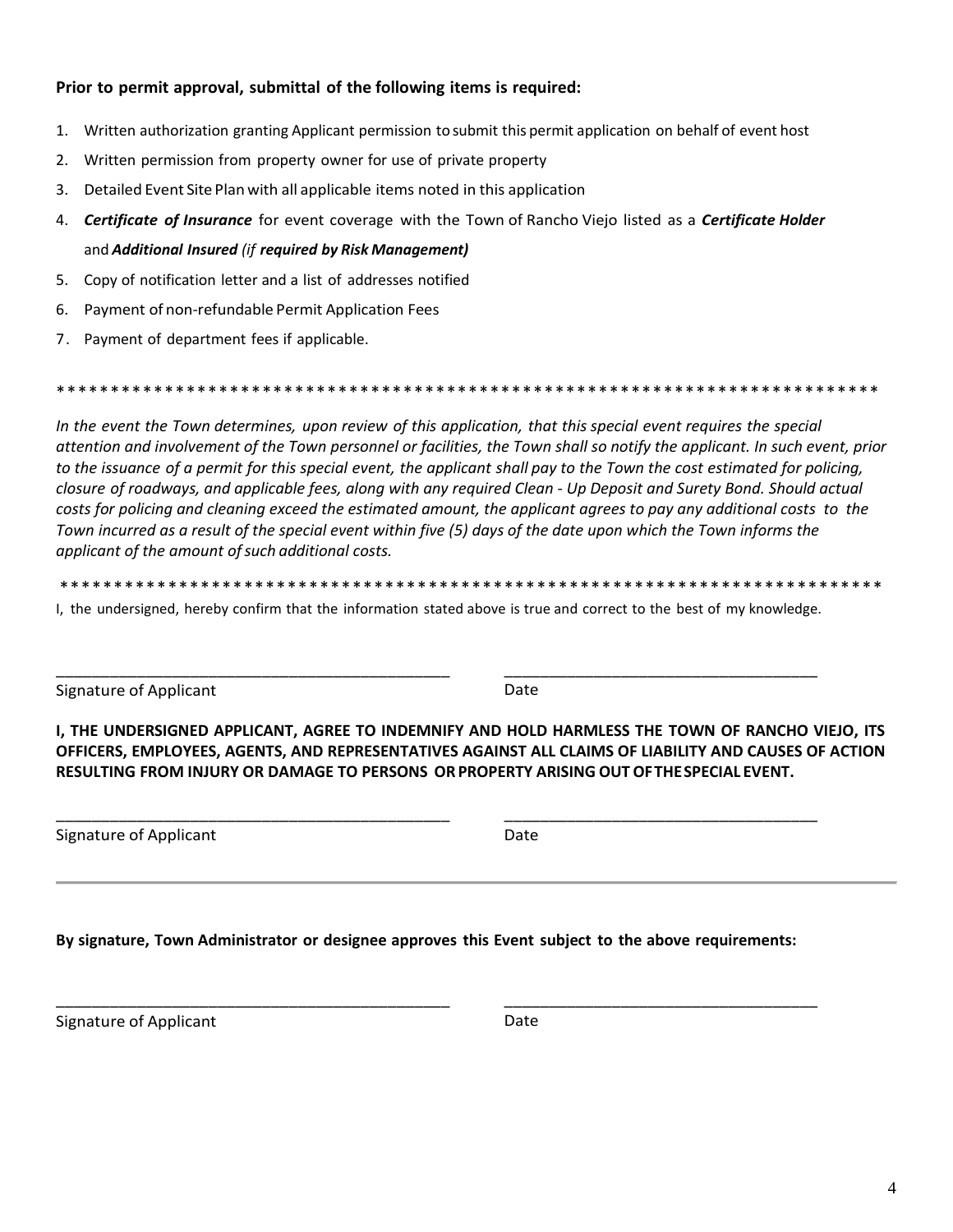**Prior to permit approval, submittal of the following items is required:**

1. Written authorization granting Applicant permission to submit this permit application on behalf of event host
2. Written permission from property owner for use of private property
3. Detailed Event Site Plan with all applicable items noted in this application
4. ***Certificate of Insurance*** for event coverage with the Town of Rancho Viejo listed as a ***Certificate Holder*** and ***Additional Insured*** *(if **required by Risk Management)***
5. Copy of notification letter and a list of addresses notified
6. Payment of non-refundable Permit Application Fees
7. Payment of department fees if applicable.

\*\*\*\*\*\*\*\*\*\*\*\*\*\*\*\*\*\*\*\*\*\*\*\*\*\*\*\*\*\*\*\*\*\*\*\*\*\*\*\*\*\*\*\*\*\*\*\*\*\*\*\*\*\*\*\*\*\*\*\*\*\*\*\*\*\*\*\*\*\*\*\*\*\*\*\*

*In the event the Town determines, upon review of this application, that this special event requires the special attention and involvement of the Town personnel or facilities, the Town shall so notify the applicant. In such event, prior to the issuance of a permit for this special event, the applicant shall pay to the Town the cost estimated for policing, closure of roadways, and applicable fees, along with any required Clean - Up Deposit and Surety Bond. Should actual costs for policing and cleaning exceed the estimated amount, the applicant agrees to pay any additional costs to the Town incurred as a result of the special event within five (5) days of the date upon which the Town informs the applicant of the amount of such additional costs.*

\*\*\*\*\*\*\*\*\*\*\*\*\*\*\*\*\*\*\*\*\*\*\*\*\*\*\*\*\*\*\*\*\*\*\*\*\*\*\*\*\*\*\*\*\*\*\*\*\*\*\*\*\*\*\*\*\*\*\*\*\*\*\*\*\*\*\*\*\*\*\*\*\*\*\*\*

I, the undersigned, hereby confirm that the information stated above is true and correct to the best of my knowledge.

\_\_\_\_\_\_\_\_\_\_\_\_\_\_\_\_\_\_\_\_\_\_\_\_\_\_\_\_\_\_\_\_\_\_\_\_\_\_\_\_\_\_\_\_ \_\_\_\_\_\_\_\_\_\_\_\_\_\_\_\_\_\_\_\_\_\_\_\_\_\_\_\_\_\_\_\_\_\_\_\_

Signature of Applicant Date

**I, THE UNDERSIGNED APPLICANT, AGREE TO INDEMNIFY AND HOLD HARMLESS THE TOWN OF RANCHO VIEJO, ITS OFFICERS, EMPLOYEES, AGENTS, AND REPRESENTATIVES AGAINST ALL CLAIMS OF LIABILITY AND CAUSES OF ACTION RESULTING FROM INJURY OR DAMAGE TO PERSONS OR PROPERTY ARISING OUT OF THE SPECIAL EVENT.**

\_\_\_\_\_\_\_\_\_\_\_\_\_\_\_\_\_\_\_\_\_\_\_\_\_\_\_\_\_\_\_\_\_\_\_\_\_\_\_\_\_\_\_\_ \_\_\_\_\_\_\_\_\_\_\_\_\_\_\_\_\_\_\_\_\_\_\_\_\_\_\_\_\_\_\_\_\_\_\_\_

Signature of Applicant Date

---

**By signature, Town Administrator or designee approves this Event subject to the above requirements:**

\_\_\_\_\_\_\_\_\_\_\_\_\_\_\_\_\_\_\_\_\_\_\_\_\_\_\_\_\_\_\_\_\_\_\_\_\_\_\_\_\_\_\_\_ \_\_\_\_\_\_\_\_\_\_\_\_\_\_\_\_\_\_\_\_\_\_\_\_\_\_\_\_\_\_\_\_\_\_\_\_

Signature of Applicant Date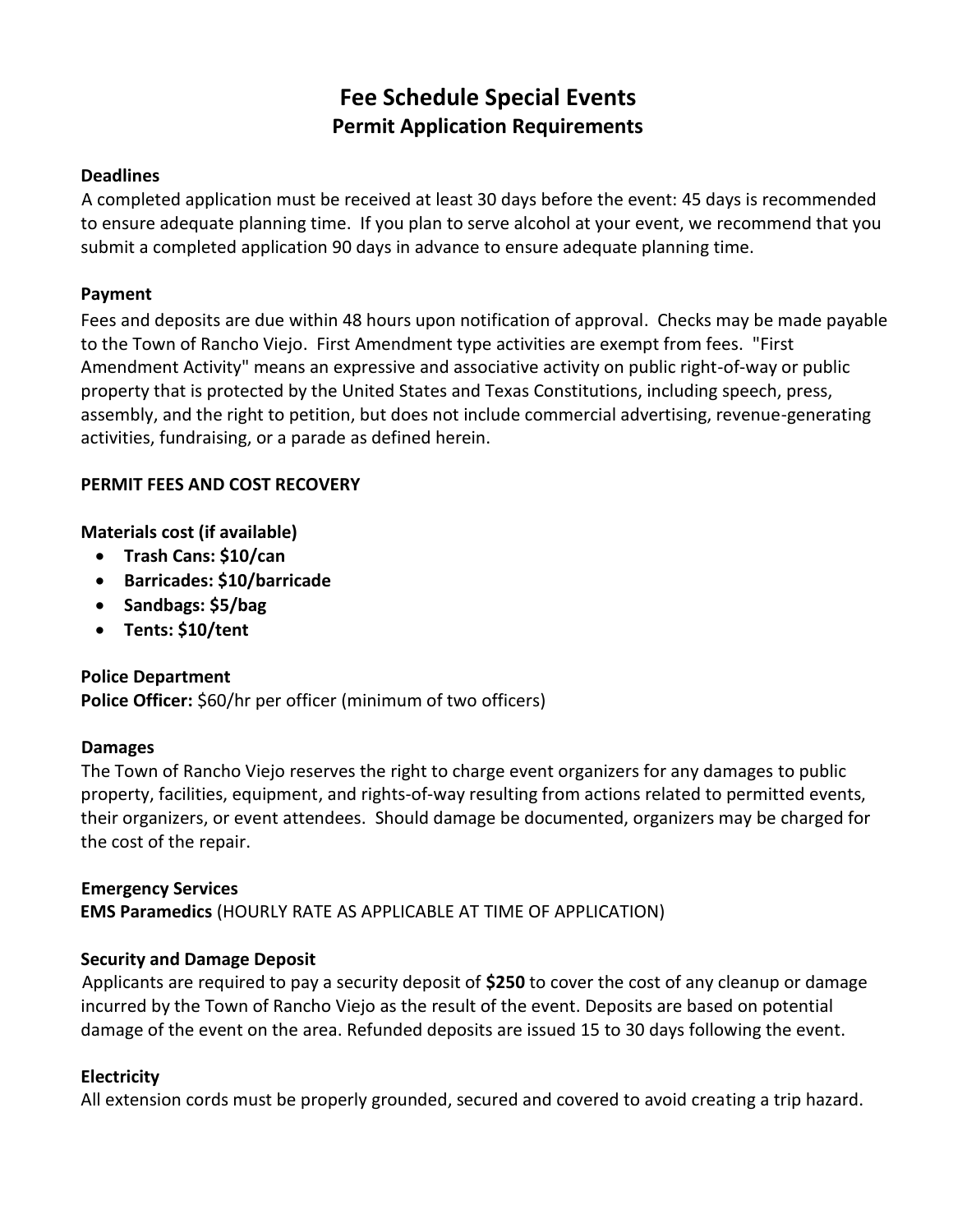# Fee Schedule Special Events

## Permit Application Requirements

**Deadlines**

A completed application must be received at least 30 days before the event: 45 days is recommended to ensure adequate planning time. If you plan to serve alcohol at your event, we recommend that you submit a completed application 90 days in advance to ensure adequate planning time.

**Payment**

Fees and deposits are due within 48 hours upon notification of approval. Checks may be made payable to the Town of Rancho Viejo. First Amendment type activities are exempt from fees. "First Amendment Activity" means an expressive and associative activity on public right-of-way or public property that is protected by the United States and Texas Constitutions, including speech, press, assembly, and the right to petition, but does not include commercial advertising, revenue-generating activities, fundraising, or a parade as defined herein.

**PERMIT FEES AND COST RECOVERY**

**Materials cost (if available)**

- **Trash Cans: $10/can**
- **Barricades: $10/barricade**
- **Sandbags: $5/bag**
- **Tents: $10/tent**

**Police Department**

**Police Officer:** $60/hr per officer (minimum of two officers)

**Damages**

The Town of Rancho Viejo reserves the right to charge event organizers for any damages to public property, facilities, equipment, and rights-of-way resulting from actions related to permitted events, their organizers, or event attendees. Should damage be documented, organizers may be charged for the cost of the repair.

**Emergency Services**

**EMS Paramedics** (HOURLY RATE AS APPLICABLE AT TIME OF APPLICATION)

**Security and Damage Deposit**

Applicants are required to pay a security deposit of **$250** to cover the cost of any cleanup or damage incurred by the Town of Rancho Viejo as the result of the event. Deposits are based on potential damage of the event on the area. Refunded deposits are issued 15 to 30 days following the event.

**Electricity**

All extension cords must be properly grounded, secured and covered to avoid creating a trip hazard.